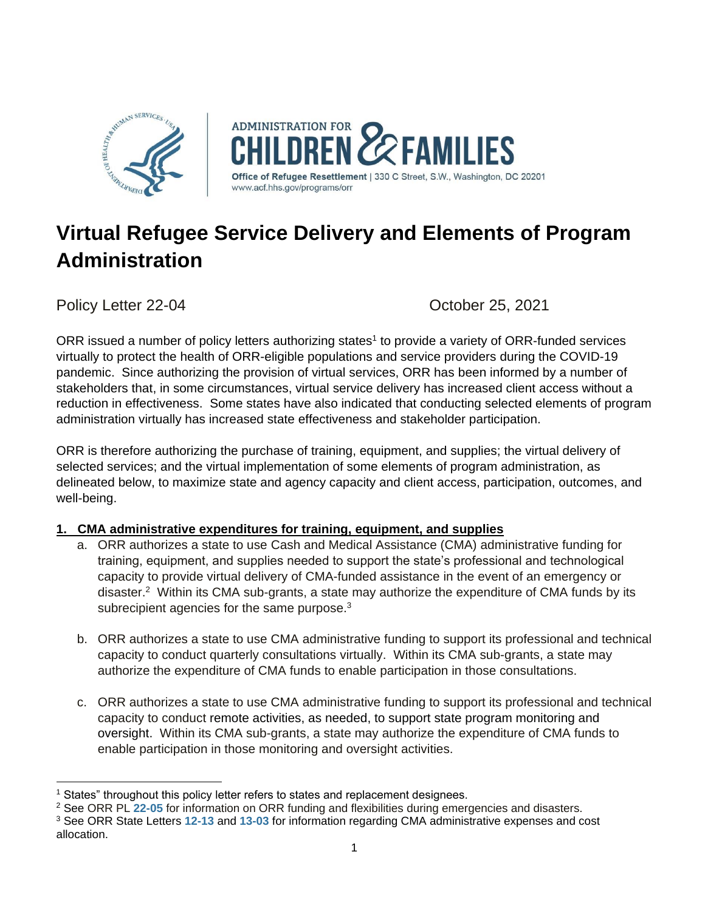ADMINISTRATION FOR CHILDREN & FAMILIES

**Office of Refugee Resettlement** | 330 C Street, S.W., Washington, DC 20201
www.acf.hhs.gov/programs/orr

# Virtual Refugee Service Delivery and Elements of Program Administration

Policy Letter 22-04 October 25, 2021

ORR issued a number of policy letters authorizing states[1] to provide a variety of ORR-funded services virtually to protect the health of ORR-eligible populations and service providers during the COVID-19 pandemic. Since authorizing the provision of virtual services, ORR has been informed by a number of stakeholders that, in some circumstances, virtual service delivery has increased client access without a reduction in effectiveness. Some states have also indicated that conducting selected elements of program administration virtually has increased state effectiveness and stakeholder participation.

ORR is therefore authorizing the purchase of training, equipment, and supplies; the virtual delivery of selected services; and the virtual implementation of some elements of program administration, as delineated below, to maximize state and agency capacity and client access, participation, outcomes, and well-being.

**1. CMA administrative expenditures for training, equipment, and supplies**

a. ORR authorizes a state to use Cash and Medical Assistance (CMA) administrative funding for training, equipment, and supplies needed to support the state's professional and technological capacity to provide virtual delivery of CMA-funded assistance in the event of an emergency or disaster.[2] Within its CMA sub-grants, a state may authorize the expenditure of CMA funds by its subrecipient agencies for the same purpose.[3]

b. ORR authorizes a state to use CMA administrative funding to support its professional and technical capacity to conduct quarterly consultations virtually. Within its CMA sub-grants, a state may authorize the expenditure of CMA funds to enable participation in those consultations.

c. ORR authorizes a state to use CMA administrative funding to support its professional and technical capacity to conduct remote activities, as needed, to support state program monitoring and oversight. Within its CMA sub-grants, a state may authorize the expenditure of CMA funds to enable participation in those monitoring and oversight activities.

---

[1] States" throughout this policy letter refers to states and replacement designees.

[2] See ORR PL **22-05** for information on ORR funding and flexibilities during emergencies and disasters.

[3] See ORR State Letters **12-13** and **13-03** for information regarding CMA administrative expenses and cost allocation.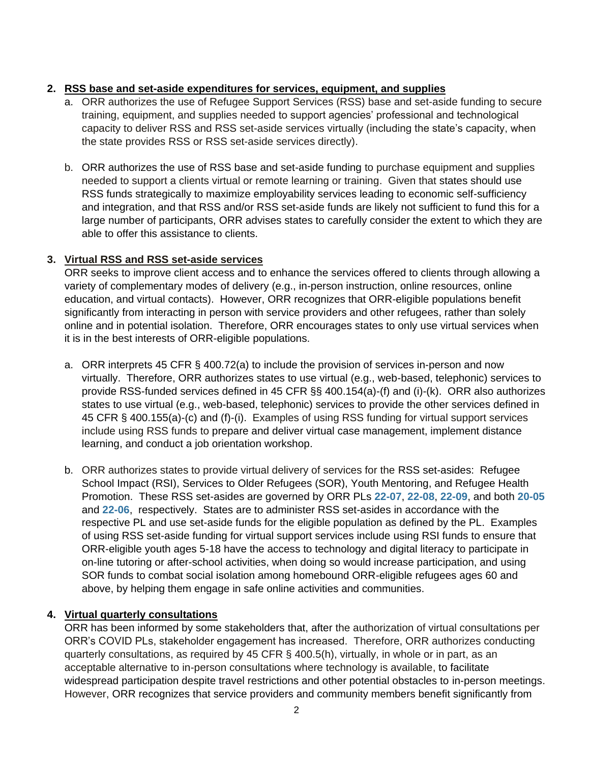2. **RSS base and set-aside expenditures for services, equipment, and supplies**

   a. ORR authorizes the use of Refugee Support Services (RSS) base and set-aside funding to secure training, equipment, and supplies needed to support agencies' professional and technological capacity to deliver RSS and RSS set-aside services virtually (including the state's capacity, when the state provides RSS or RSS set-aside services directly).

   b. ORR authorizes the use of RSS base and set-aside funding to purchase equipment and supplies needed to support a clients virtual or remote learning or training. Given that states should use RSS funds strategically to maximize employability services leading to economic self-sufficiency and integration, and that RSS and/or RSS set-aside funds are likely not sufficient to fund this for a large number of participants, ORR advises states to carefully consider the extent to which they are able to offer this assistance to clients.

3. **Virtual RSS and RSS set-aside services**

   ORR seeks to improve client access and to enhance the services offered to clients through allowing a variety of complementary modes of delivery (e.g., in-person instruction, online resources, online education, and virtual contacts). However, ORR recognizes that ORR-eligible populations benefit significantly from interacting in person with service providers and other refugees, rather than solely online and in potential isolation. Therefore, ORR encourages states to only use virtual services when it is in the best interests of ORR-eligible populations.

   a. ORR interprets 45 CFR § 400.72(a) to include the provision of services in-person and now virtually. Therefore, ORR authorizes states to use virtual (e.g., web-based, telephonic) services to provide RSS-funded services defined in 45 CFR §§ 400.154(a)-(f) and (i)-(k). ORR also authorizes states to use virtual (e.g., web-based, telephonic) services to provide the other services defined in 45 CFR § 400.155(a)-(c) and (f)-(i). Examples of using RSS funding for virtual support services include using RSS funds to prepare and deliver virtual case management, implement distance learning, and conduct a job orientation workshop.

   b. ORR authorizes states to provide virtual delivery of services for the RSS set-asides: Refugee School Impact (RSI), Services to Older Refugees (SOR), Youth Mentoring, and Refugee Health Promotion. These RSS set-asides are governed by ORR PLs **22-07**, **22-08**, **22-09**, and both **20-05** and **22-06**, respectively. States are to administer RSS set-asides in accordance with the respective PL and use set-aside funds for the eligible population as defined by the PL. Examples of using RSS set-aside funding for virtual support services include using RSI funds to ensure that ORR-eligible youth ages 5-18 have the access to technology and digital literacy to participate in on-line tutoring or after-school activities, when doing so would increase participation, and using SOR funds to combat social isolation among homebound ORR-eligible refugees ages 60 and above, by helping them engage in safe online activities and communities.

4. **Virtual quarterly consultations**

   ORR has been informed by some stakeholders that, after the authorization of virtual consultations per ORR's COVID PLs, stakeholder engagement has increased. Therefore, ORR authorizes conducting quarterly consultations, as required by 45 CFR § 400.5(h), virtually, in whole or in part, as an acceptable alternative to in-person consultations where technology is available, to facilitate widespread participation despite travel restrictions and other potential obstacles to in-person meetings. However, ORR recognizes that service providers and community members benefit significantly from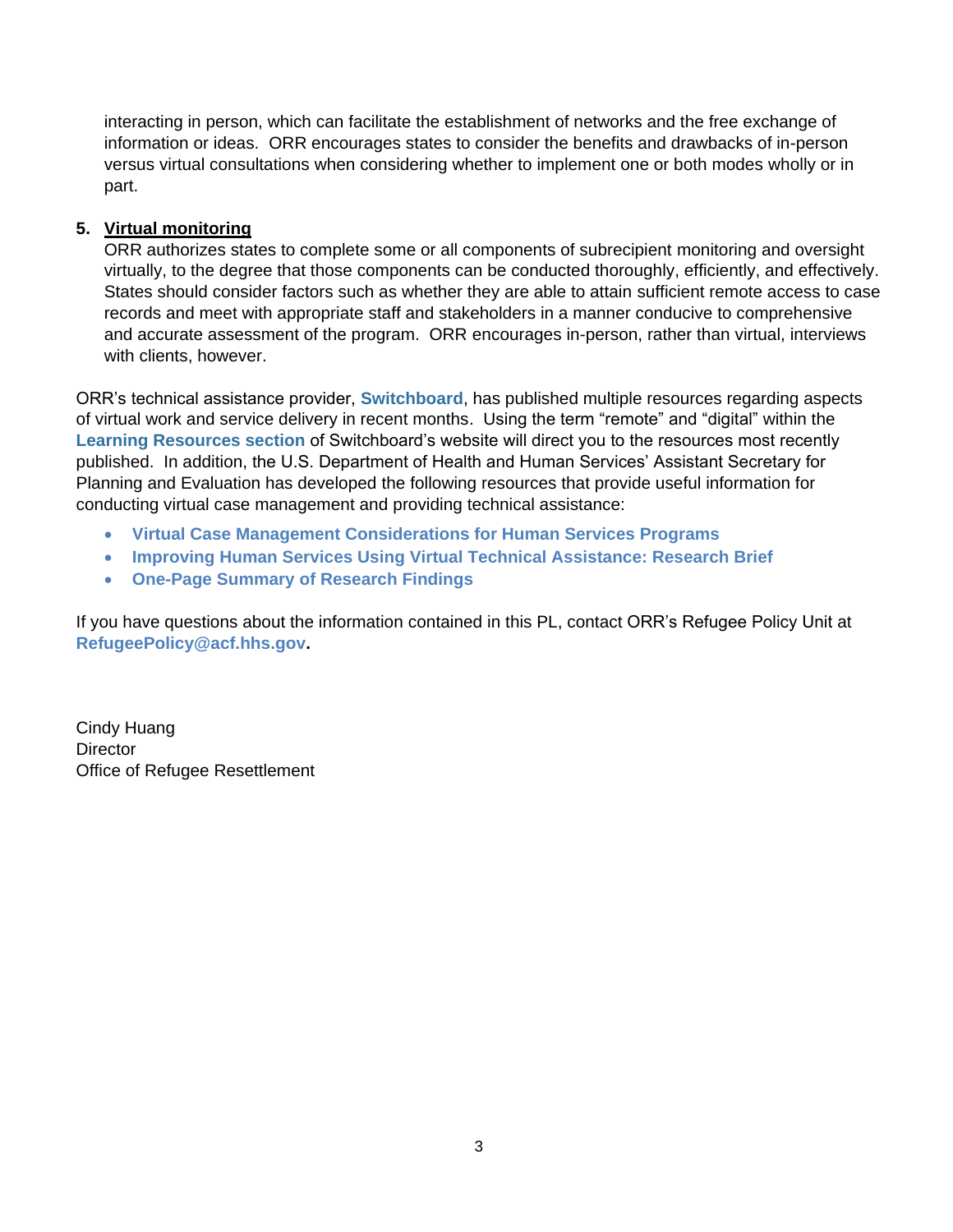interacting in person, which can facilitate the establishment of networks and the free exchange of information or ideas. ORR encourages states to consider the benefits and drawbacks of in-person versus virtual consultations when considering whether to implement one or both modes wholly or in part.

5. **Virtual monitoring**
   ORR authorizes states to complete some or all components of subrecipient monitoring and oversight virtually, to the degree that those components can be conducted thoroughly, efficiently, and effectively. States should consider factors such as whether they are able to attain sufficient remote access to case records and meet with appropriate staff and stakeholders in a manner conducive to comprehensive and accurate assessment of the program. ORR encourages in-person, rather than virtual, interviews with clients, however.

ORR's technical assistance provider, **Switchboard**, has published multiple resources regarding aspects of virtual work and service delivery in recent months. Using the term "remote" and "digital" within the **Learning Resources section** of Switchboard's website will direct you to the resources most recently published. In addition, the U.S. Department of Health and Human Services' Assistant Secretary for Planning and Evaluation has developed the following resources that provide useful information for conducting virtual case management and providing technical assistance:

- **Virtual Case Management Considerations for Human Services Programs**
- **Improving Human Services Using Virtual Technical Assistance: Research Brief**
- **One-Page Summary of Research Findings**

If you have questions about the information contained in this PL, contact ORR's Refugee Policy Unit at **RefugeePolicy@acf.hhs.gov.**

Cindy Huang
Director
Office of Refugee Resettlement